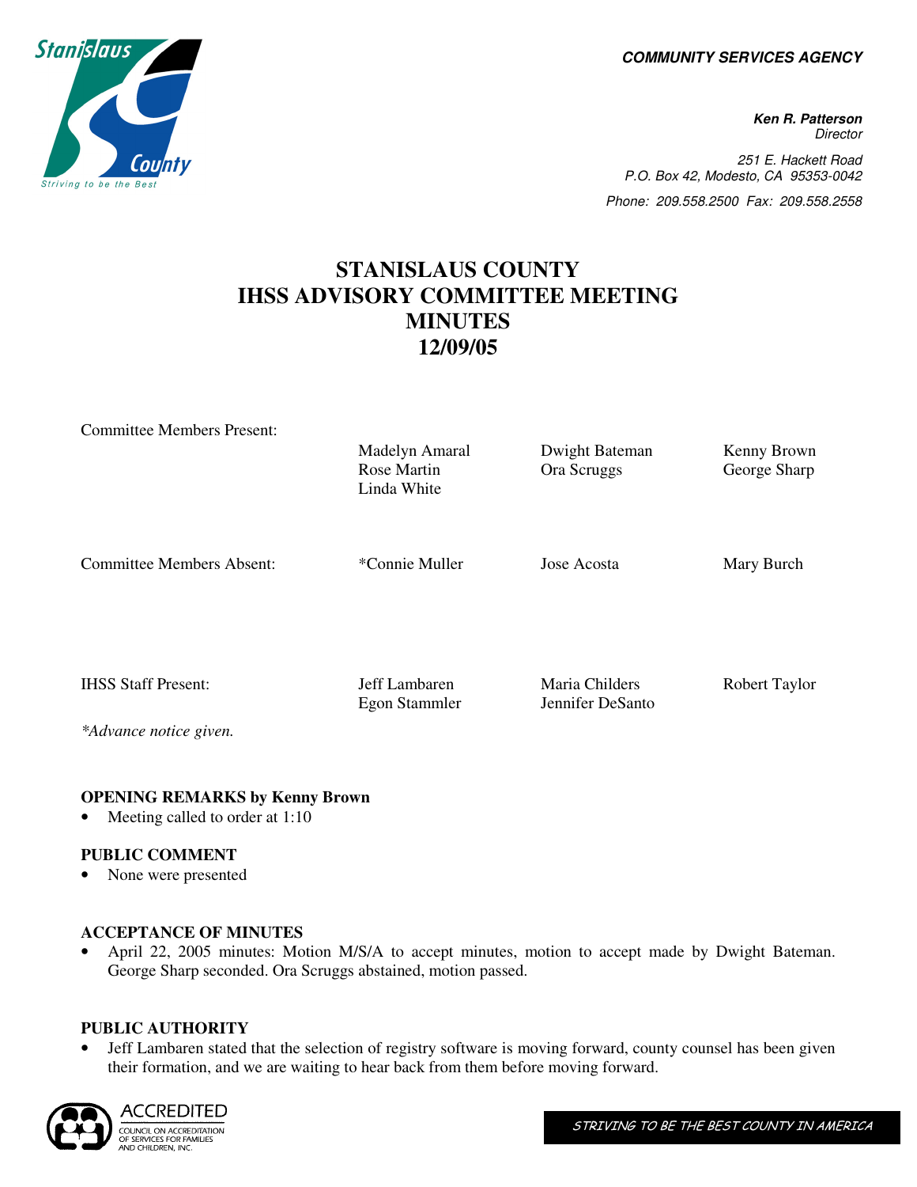COMMUNITY SERVICES AGENCY

**Ken R. Patterson**
*Director*

251 E. Hackett Road
P.O. Box 42, Modesto, CA 95353-0042
Phone: 209.558.2500 Fax: 209.558.2558

# STANISLAUS COUNTY
# IHSS ADVISORY COMMITTEE MEETING
# MINUTES
# 12/09/05

| | | | |
|---|---|---|---|
| Committee Members Present: | Madelyn Amaral<br>Rose Martin<br>Linda White | Dwight Bateman<br>Ora Scruggs | Kenny Brown<br>George Sharp |
| Committee Members Absent: | *Connie Muller | Jose Acosta | Mary Burch |
| IHSS Staff Present: | Jeff Lambaren<br>Egon Stammler | Maria Childers<br>Jennifer DeSanto | Robert Taylor |

*\*Advance notice given.*

### OPENING REMARKS by Kenny Brown

- Meeting called to order at 1:10

### PUBLIC COMMENT

- None were presented

### ACCEPTANCE OF MINUTES

- April 22, 2005 minutes: Motion M/S/A to accept minutes, motion to accept made by Dwight Bateman. George Sharp seconded. Ora Scruggs abstained, motion passed.

### PUBLIC AUTHORITY

- Jeff Lambaren stated that the selection of registry software is moving forward, county counsel has been given their formation, and we are waiting to hear back from them before moving forward.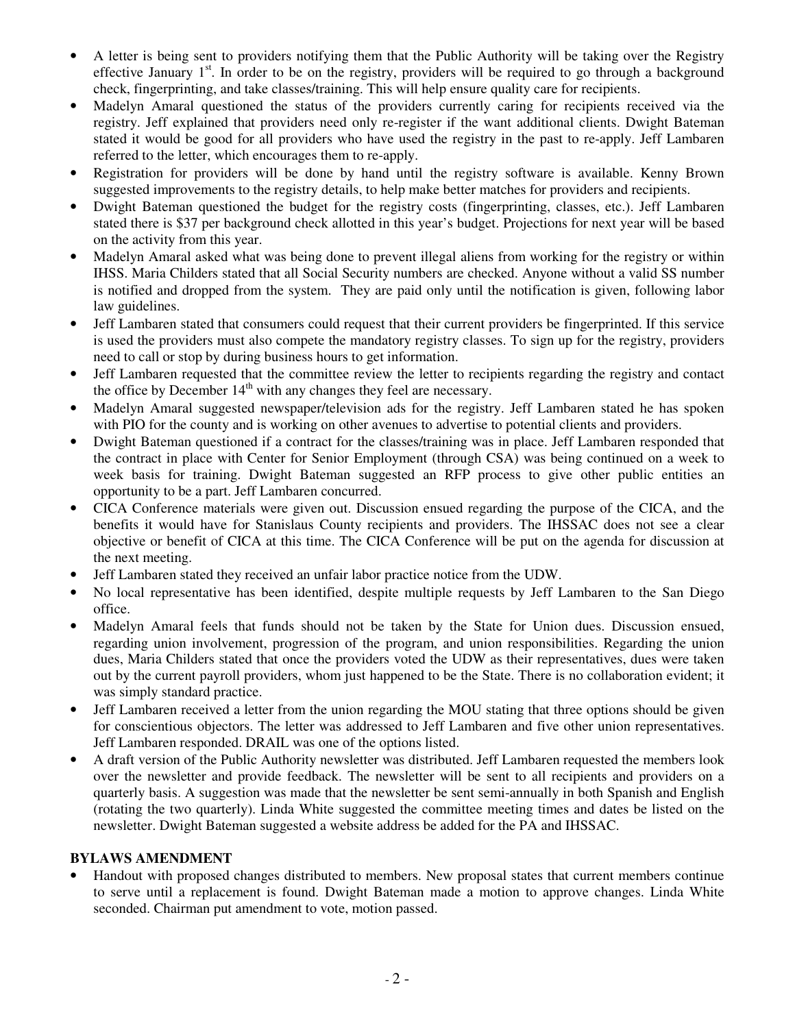- A letter is being sent to providers notifying them that the Public Authority will be taking over the Registry effective January 1st. In order to be on the registry, providers will be required to go through a background check, fingerprinting, and take classes/training. This will help ensure quality care for recipients.
- Madelyn Amaral questioned the status of the providers currently caring for recipients received via the registry. Jeff explained that providers need only re-register if the want additional clients. Dwight Bateman stated it would be good for all providers who have used the registry in the past to re-apply. Jeff Lambaren referred to the letter, which encourages them to re-apply.
- Registration for providers will be done by hand until the registry software is available. Kenny Brown suggested improvements to the registry details, to help make better matches for providers and recipients.
- Dwight Bateman questioned the budget for the registry costs (fingerprinting, classes, etc.). Jeff Lambaren stated there is $37 per background check allotted in this year's budget. Projections for next year will be based on the activity from this year.
- Madelyn Amaral asked what was being done to prevent illegal aliens from working for the registry or within IHSS. Maria Childers stated that all Social Security numbers are checked. Anyone without a valid SS number is notified and dropped from the system. They are paid only until the notification is given, following labor law guidelines.
- Jeff Lambaren stated that consumers could request that their current providers be fingerprinted. If this service is used the providers must also compete the mandatory registry classes. To sign up for the registry, providers need to call or stop by during business hours to get information.
- Jeff Lambaren requested that the committee review the letter to recipients regarding the registry and contact the office by December 14th with any changes they feel are necessary.
- Madelyn Amaral suggested newspaper/television ads for the registry. Jeff Lambaren stated he has spoken with PIO for the county and is working on other avenues to advertise to potential clients and providers.
- Dwight Bateman questioned if a contract for the classes/training was in place. Jeff Lambaren responded that the contract in place with Center for Senior Employment (through CSA) was being continued on a week to week basis for training. Dwight Bateman suggested an RFP process to give other public entities an opportunity to be a part. Jeff Lambaren concurred.
- CICA Conference materials were given out. Discussion ensued regarding the purpose of the CICA, and the benefits it would have for Stanislaus County recipients and providers. The IHSSAC does not see a clear objective or benefit of CICA at this time. The CICA Conference will be put on the agenda for discussion at the next meeting.
- Jeff Lambaren stated they received an unfair labor practice notice from the UDW.
- No local representative has been identified, despite multiple requests by Jeff Lambaren to the San Diego office.
- Madelyn Amaral feels that funds should not be taken by the State for Union dues. Discussion ensued, regarding union involvement, progression of the program, and union responsibilities. Regarding the union dues, Maria Childers stated that once the providers voted the UDW as their representatives, dues were taken out by the current payroll providers, whom just happened to be the State. There is no collaboration evident; it was simply standard practice.
- Jeff Lambaren received a letter from the union regarding the MOU stating that three options should be given for conscientious objectors. The letter was addressed to Jeff Lambaren and five other union representatives. Jeff Lambaren responded. DRAIL was one of the options listed.
- A draft version of the Public Authority newsletter was distributed. Jeff Lambaren requested the members look over the newsletter and provide feedback. The newsletter will be sent to all recipients and providers on a quarterly basis. A suggestion was made that the newsletter be sent semi-annually in both Spanish and English (rotating the two quarterly). Linda White suggested the committee meeting times and dates be listed on the newsletter. Dwight Bateman suggested a website address be added for the PA and IHSSAC.

**BYLAWS AMENDMENT**

- Handout with proposed changes distributed to members. New proposal states that current members continue to serve until a replacement is found. Dwight Bateman made a motion to approve changes. Linda White seconded. Chairman put amendment to vote, motion passed.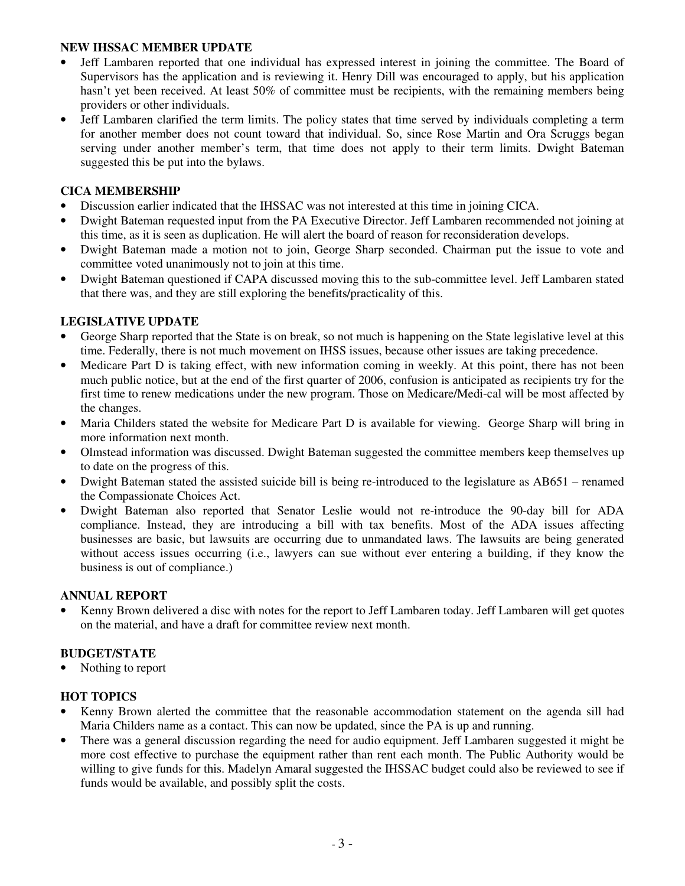**NEW IHSSAC MEMBER UPDATE**

- Jeff Lambaren reported that one individual has expressed interest in joining the committee. The Board of Supervisors has the application and is reviewing it. Henry Dill was encouraged to apply, but his application hasn't yet been received. At least 50% of committee must be recipients, with the remaining members being providers or other individuals.
- Jeff Lambaren clarified the term limits. The policy states that time served by individuals completing a term for another member does not count toward that individual. So, since Rose Martin and Ora Scruggs began serving under another member's term, that time does not apply to their term limits. Dwight Bateman suggested this be put into the bylaws.

**CICA MEMBERSHIP**

- Discussion earlier indicated that the IHSSAC was not interested at this time in joining CICA.
- Dwight Bateman requested input from the PA Executive Director. Jeff Lambaren recommended not joining at this time, as it is seen as duplication. He will alert the board of reason for reconsideration develops.
- Dwight Bateman made a motion not to join, George Sharp seconded. Chairman put the issue to vote and committee voted unanimously not to join at this time.
- Dwight Bateman questioned if CAPA discussed moving this to the sub-committee level. Jeff Lambaren stated that there was, and they are still exploring the benefits/practicality of this.

**LEGISLATIVE UPDATE**

- George Sharp reported that the State is on break, so not much is happening on the State legislative level at this time. Federally, there is not much movement on IHSS issues, because other issues are taking precedence.
- Medicare Part D is taking effect, with new information coming in weekly. At this point, there has not been much public notice, but at the end of the first quarter of 2006, confusion is anticipated as recipients try for the first time to renew medications under the new program. Those on Medicare/Medi-cal will be most affected by the changes.
- Maria Childers stated the website for Medicare Part D is available for viewing. George Sharp will bring in more information next month.
- Olmstead information was discussed. Dwight Bateman suggested the committee members keep themselves up to date on the progress of this.
- Dwight Bateman stated the assisted suicide bill is being re-introduced to the legislature as AB651 – renamed the Compassionate Choices Act.
- Dwight Bateman also reported that Senator Leslie would not re-introduce the 90-day bill for ADA compliance. Instead, they are introducing a bill with tax benefits. Most of the ADA issues affecting businesses are basic, but lawsuits are occurring due to unmandated laws. The lawsuits are being generated without access issues occurring (i.e., lawyers can sue without ever entering a building, if they know the business is out of compliance.)

**ANNUAL REPORT**

- Kenny Brown delivered a disc with notes for the report to Jeff Lambaren today. Jeff Lambaren will get quotes on the material, and have a draft for committee review next month.

**BUDGET/STATE**

- Nothing to report

**HOT TOPICS**

- Kenny Brown alerted the committee that the reasonable accommodation statement on the agenda sill had Maria Childers name as a contact. This can now be updated, since the PA is up and running.
- There was a general discussion regarding the need for audio equipment. Jeff Lambaren suggested it might be more cost effective to purchase the equipment rather than rent each month. The Public Authority would be willing to give funds for this. Madelyn Amaral suggested the IHSSAC budget could also be reviewed to see if funds would be available, and possibly split the costs.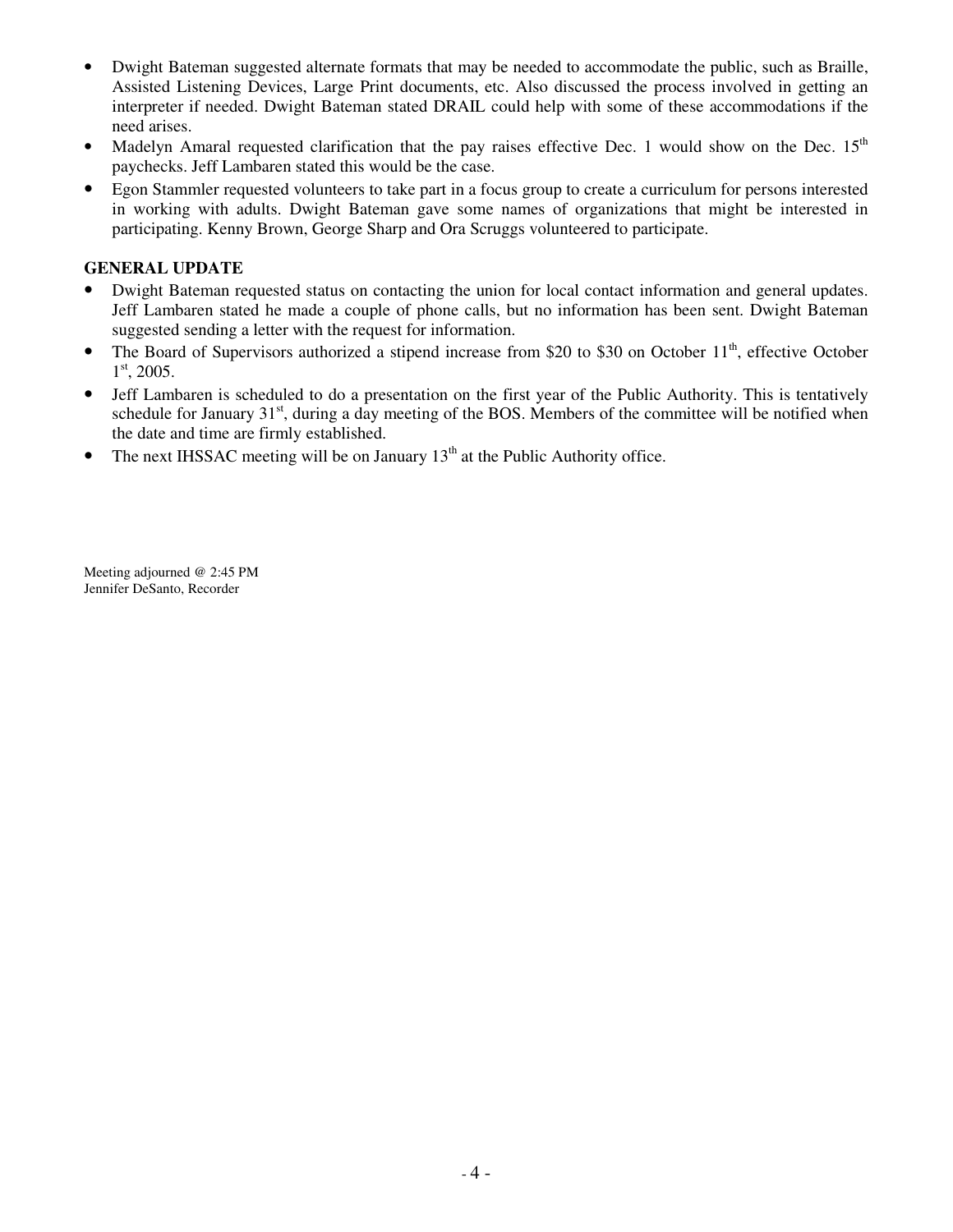- Dwight Bateman suggested alternate formats that may be needed to accommodate the public, such as Braille, Assisted Listening Devices, Large Print documents, etc. Also discussed the process involved in getting an interpreter if needed. Dwight Bateman stated DRAIL could help with some of these accommodations if the need arises.
- Madelyn Amaral requested clarification that the pay raises effective Dec. 1 would show on the Dec. 15th paychecks. Jeff Lambaren stated this would be the case.
- Egon Stammler requested volunteers to take part in a focus group to create a curriculum for persons interested in working with adults. Dwight Bateman gave some names of organizations that might be interested in participating. Kenny Brown, George Sharp and Ora Scruggs volunteered to participate.

**GENERAL UPDATE**

- Dwight Bateman requested status on contacting the union for local contact information and general updates. Jeff Lambaren stated he made a couple of phone calls, but no information has been sent. Dwight Bateman suggested sending a letter with the request for information.
- The Board of Supervisors authorized a stipend increase from $20 to $30 on October 11th, effective October 1st, 2005.
- Jeff Lambaren is scheduled to do a presentation on the first year of the Public Authority. This is tentatively schedule for January 31st, during a day meeting of the BOS. Members of the committee will be notified when the date and time are firmly established.
- The next IHSSAC meeting will be on January 13th at the Public Authority office.

Meeting adjourned @ 2:45 PM
Jennifer DeSanto, Recorder